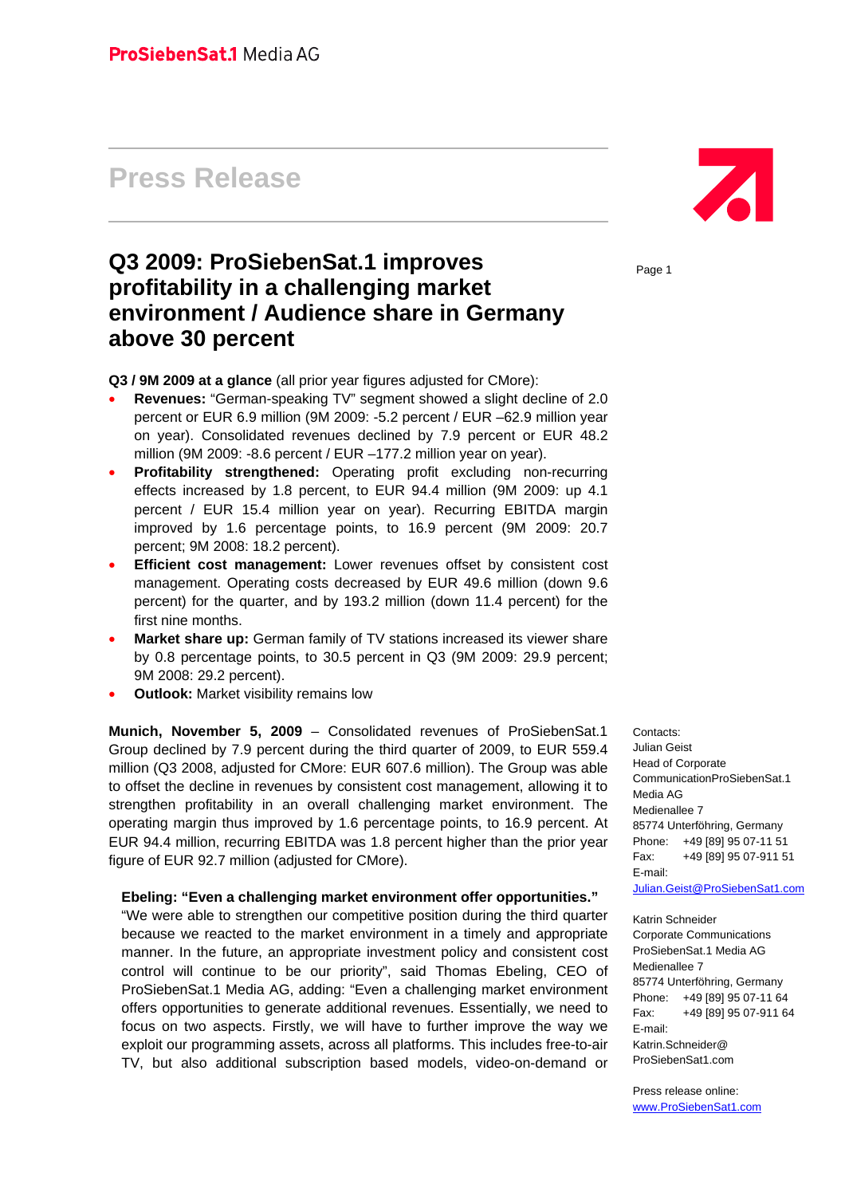**ProSiebenSat.1** Media AG

# Press Release

## Q3 2009: ProSiebenSat.1 improves profitability in a challenging market environment / Audience share in Germany above 30 percent

**Q3 / 9M 2009 at a glance** (all prior year figures adjusted for CMore):

- **Revenues:** "German-speaking TV" segment showed a slight decline of 2.0 percent or EUR 6.9 million (9M 2009: -5.2 percent / EUR –62.9 million year on year). Consolidated revenues declined by 7.9 percent or EUR 48.2 million (9M 2009: -8.6 percent / EUR –177.2 million year on year).
- **Profitability strengthened:** Operating profit excluding non-recurring effects increased by 1.8 percent, to EUR 94.4 million (9M 2009: up 4.1 percent / EUR 15.4 million year on year). Recurring EBITDA margin improved by 1.6 percentage points, to 16.9 percent (9M 2009: 20.7 percent; 9M 2008: 18.2 percent).
- **Efficient cost management:** Lower revenues offset by consistent cost management. Operating costs decreased by EUR 49.6 million (down 9.6 percent) for the quarter, and by 193.2 million (down 11.4 percent) for the first nine months.
- **Market share up:** German family of TV stations increased its viewer share by 0.8 percentage points, to 30.5 percent in Q3 (9M 2009: 29.9 percent; 9M 2008: 29.2 percent).
- **Outlook:** Market visibility remains low

**Munich, November 5, 2009** – Consolidated revenues of ProSiebenSat.1 Group declined by 7.9 percent during the third quarter of 2009, to EUR 559.4 million (Q3 2008, adjusted for CMore: EUR 607.6 million). The Group was able to offset the decline in revenues by consistent cost management, allowing it to strengthen profitability in an overall challenging market environment. The operating margin thus improved by 1.6 percentage points, to 16.9 percent. At EUR 94.4 million, recurring EBITDA was 1.8 percent higher than the prior year figure of EUR 92.7 million (adjusted for CMore).

**Ebeling: "Even a challenging market environment offer opportunities."**

"We were able to strengthen our competitive position during the third quarter because we reacted to the market environment in a timely and appropriate manner. In the future, an appropriate investment policy and consistent cost control will continue to be our priority", said Thomas Ebeling, CEO of ProSiebenSat.1 Media AG, adding: "Even a challenging market environment offers opportunities to generate additional revenues. Essentially, we need to focus on two aspects. Firstly, we will have to further improve the way we exploit our programming assets, across all platforms. This includes free-to-air TV, but also additional subscription based models, video-on-demand or

Contacts:
Julian Geist
Head of Corporate CommunicationProSiebenSat.1 Media AG
Medienallee 7
85774 Unterföhring, Germany
Phone: +49 [89] 95 07-11 51
Fax: +49 [89] 95 07-911 51
E-mail:
Julian.Geist@ProSiebenSat1.com

Katrin Schneider
Corporate Communications
ProSiebenSat.1 Media AG
Medienallee 7
85774 Unterföhring, Germany
Phone: +49 [89] 95 07-11 64
Fax: +49 [89] 95 07-911 64
E-mail:
Katrin.Schneider@ProSiebenSat1.com

Press release online:
www.ProSiebenSat1.com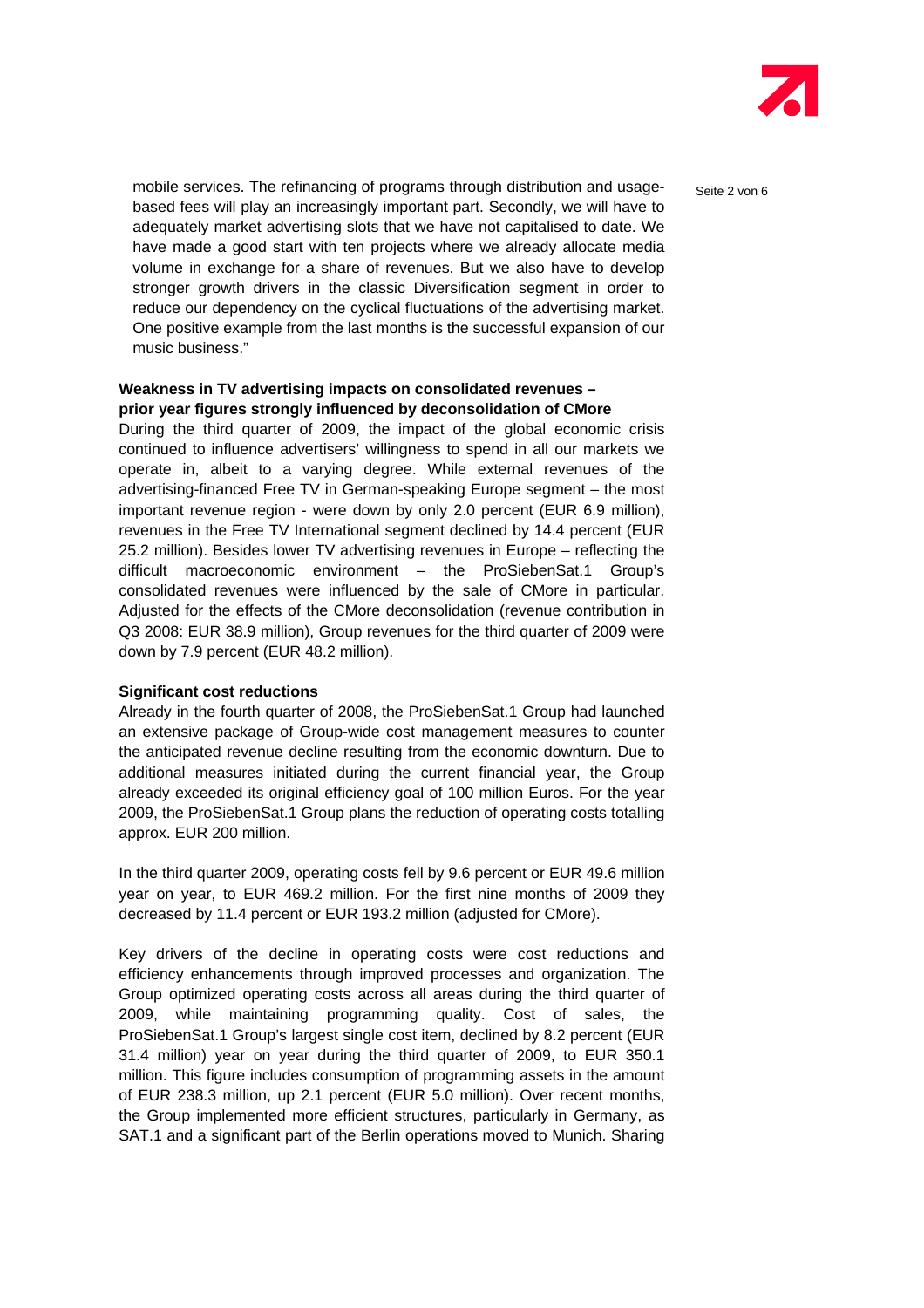mobile services. The refinancing of programs through distribution and usage-based fees will play an increasingly important part. Secondly, we will have to adequately market advertising slots that we have not capitalised to date. We have made a good start with ten projects where we already allocate media volume in exchange for a share of revenues. But we also have to develop stronger growth drivers in the classic Diversification segment in order to reduce our dependency on the cyclical fluctuations of the advertising market. One positive example from the last months is the successful expansion of our music business."

**Weakness in TV advertising impacts on consolidated revenues – prior year figures strongly influenced by deconsolidation of CMore**

During the third quarter of 2009, the impact of the global economic crisis continued to influence advertisers' willingness to spend in all our markets we operate in, albeit to a varying degree. While external revenues of the advertising-financed Free TV in German-speaking Europe segment – the most important revenue region - were down by only 2.0 percent (EUR 6.9 million), revenues in the Free TV International segment declined by 14.4 percent (EUR 25.2 million). Besides lower TV advertising revenues in Europe – reflecting the difficult macroeconomic environment – the ProSiebenSat.1 Group's consolidated revenues were influenced by the sale of CMore in particular. Adjusted for the effects of the CMore deconsolidation (revenue contribution in Q3 2008: EUR 38.9 million), Group revenues for the third quarter of 2009 were down by 7.9 percent (EUR 48.2 million).

**Significant cost reductions**

Already in the fourth quarter of 2008, the ProSiebenSat.1 Group had launched an extensive package of Group-wide cost management measures to counter the anticipated revenue decline resulting from the economic downturn. Due to additional measures initiated during the current financial year, the Group already exceeded its original efficiency goal of 100 million Euros. For the year 2009, the ProSiebenSat.1 Group plans the reduction of operating costs totalling approx. EUR 200 million.

In the third quarter 2009, operating costs fell by 9.6 percent or EUR 49.6 million year on year, to EUR 469.2 million. For the first nine months of 2009 they decreased by 11.4 percent or EUR 193.2 million (adjusted for CMore).

Key drivers of the decline in operating costs were cost reductions and efficiency enhancements through improved processes and organization. The Group optimized operating costs across all areas during the third quarter of 2009, while maintaining programming quality. Cost of sales, the ProSiebenSat.1 Group's largest single cost item, declined by 8.2 percent (EUR 31.4 million) year on year during the third quarter of 2009, to EUR 350.1 million. This figure includes consumption of programming assets in the amount of EUR 238.3 million, up 2.1 percent (EUR 5.0 million). Over recent months, the Group implemented more efficient structures, particularly in Germany, as SAT.1 and a significant part of the Berlin operations moved to Munich. Sharing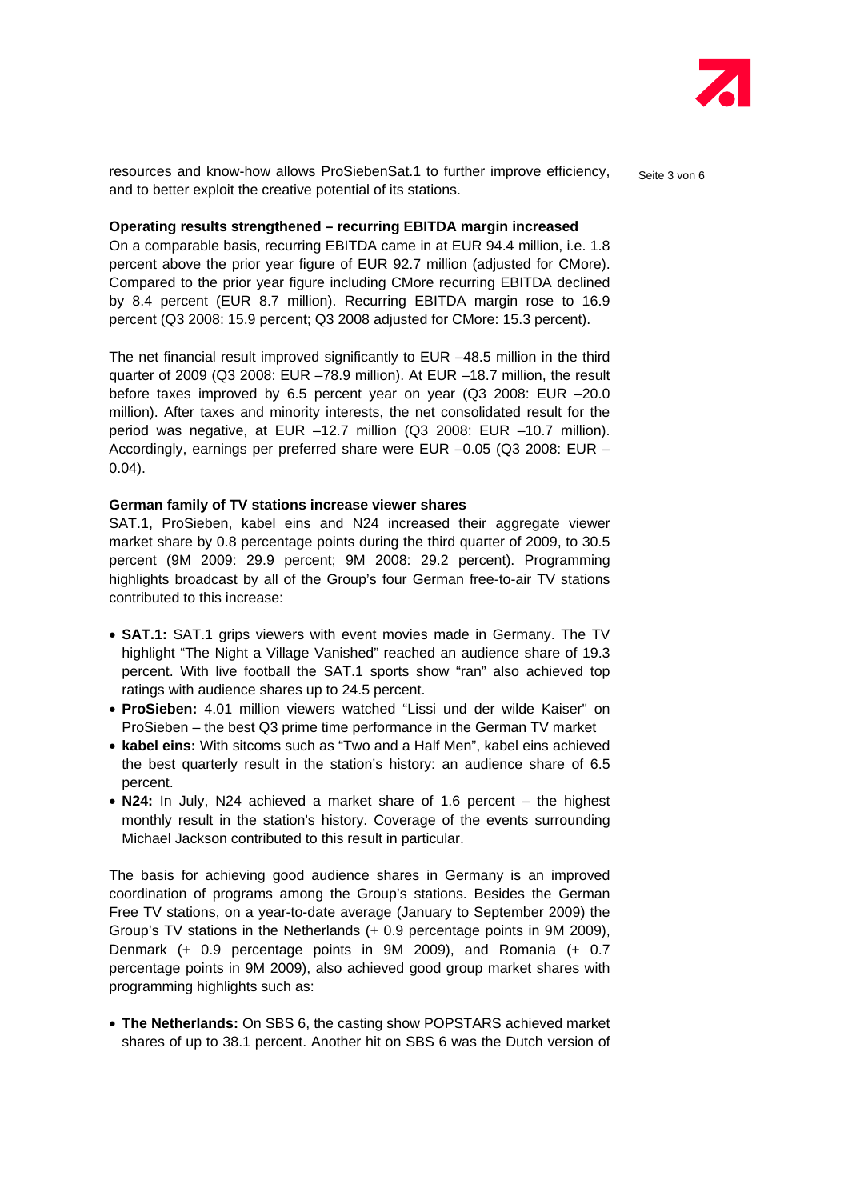resources and know-how allows ProSiebenSat.1 to further improve efficiency, and to better exploit the creative potential of its stations.

**Operating results strengthened – recurring EBITDA margin increased**

On a comparable basis, recurring EBITDA came in at EUR 94.4 million, i.e. 1.8 percent above the prior year figure of EUR 92.7 million (adjusted for CMore). Compared to the prior year figure including CMore recurring EBITDA declined by 8.4 percent (EUR 8.7 million). Recurring EBITDA margin rose to 16.9 percent (Q3 2008: 15.9 percent; Q3 2008 adjusted for CMore: 15.3 percent).

The net financial result improved significantly to EUR –48.5 million in the third quarter of 2009 (Q3 2008: EUR –78.9 million). At EUR –18.7 million, the result before taxes improved by 6.5 percent year on year (Q3 2008: EUR –20.0 million). After taxes and minority interests, the net consolidated result for the period was negative, at EUR –12.7 million (Q3 2008: EUR –10.7 million). Accordingly, earnings per preferred share were EUR –0.05 (Q3 2008: EUR –0.04).

**German family of TV stations increase viewer shares**

SAT.1, ProSieben, kabel eins and N24 increased their aggregate viewer market share by 0.8 percentage points during the third quarter of 2009, to 30.5 percent (9M 2009: 29.9 percent; 9M 2008: 29.2 percent). Programming highlights broadcast by all of the Group's four German free-to-air TV stations contributed to this increase:

- **SAT.1:** SAT.1 grips viewers with event movies made in Germany. The TV highlight "The Night a Village Vanished" reached an audience share of 19.3 percent. With live football the SAT.1 sports show "ran" also achieved top ratings with audience shares up to 24.5 percent.
- **ProSieben:** 4.01 million viewers watched "Lissi und der wilde Kaiser" on ProSieben – the best Q3 prime time performance in the German TV market
- **kabel eins:** With sitcoms such as "Two and a Half Men", kabel eins achieved the best quarterly result in the station's history: an audience share of 6.5 percent.
- **N24:** In July, N24 achieved a market share of 1.6 percent – the highest monthly result in the station's history. Coverage of the events surrounding Michael Jackson contributed to this result in particular.

The basis for achieving good audience shares in Germany is an improved coordination of programs among the Group's stations. Besides the German Free TV stations, on a year-to-date average (January to September 2009) the Group's TV stations in the Netherlands (+ 0.9 percentage points in 9M 2009), Denmark (+ 0.9 percentage points in 9M 2009), and Romania (+ 0.7 percentage points in 9M 2009), also achieved good group market shares with programming highlights such as:

- **The Netherlands:** On SBS 6, the casting show POPSTARS achieved market shares of up to 38.1 percent. Another hit on SBS 6 was the Dutch version of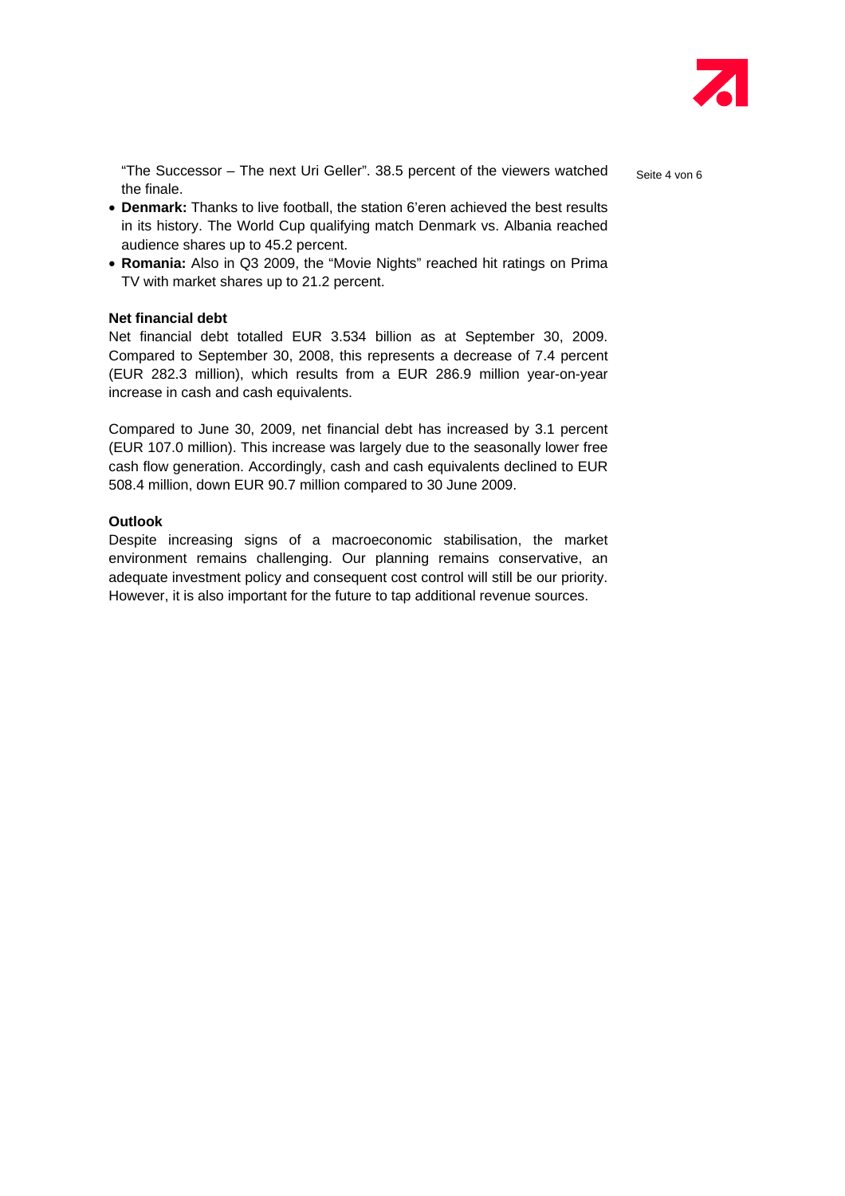"The Successor – The next Uri Geller". 38.5 percent of the viewers watched the finale.

- **Denmark:** Thanks to live football, the station 6'eren achieved the best results in its history. The World Cup qualifying match Denmark vs. Albania reached audience shares up to 45.2 percent.
- **Romania:** Also in Q3 2009, the "Movie Nights" reached hit ratings on Prima TV with market shares up to 21.2 percent.

**Net financial debt**

Net financial debt totalled EUR 3.534 billion as at September 30, 2009. Compared to September 30, 2008, this represents a decrease of 7.4 percent (EUR 282.3 million), which results from a EUR 286.9 million year-on-year increase in cash and cash equivalents.

Compared to June 30, 2009, net financial debt has increased by 3.1 percent (EUR 107.0 million). This increase was largely due to the seasonally lower free cash flow generation. Accordingly, cash and cash equivalents declined to EUR 508.4 million, down EUR 90.7 million compared to 30 June 2009.

**Outlook**

Despite increasing signs of a macroeconomic stabilisation, the market environment remains challenging. Our planning remains conservative, an adequate investment policy and consequent cost control will still be our priority. However, it is also important for the future to tap additional revenue sources.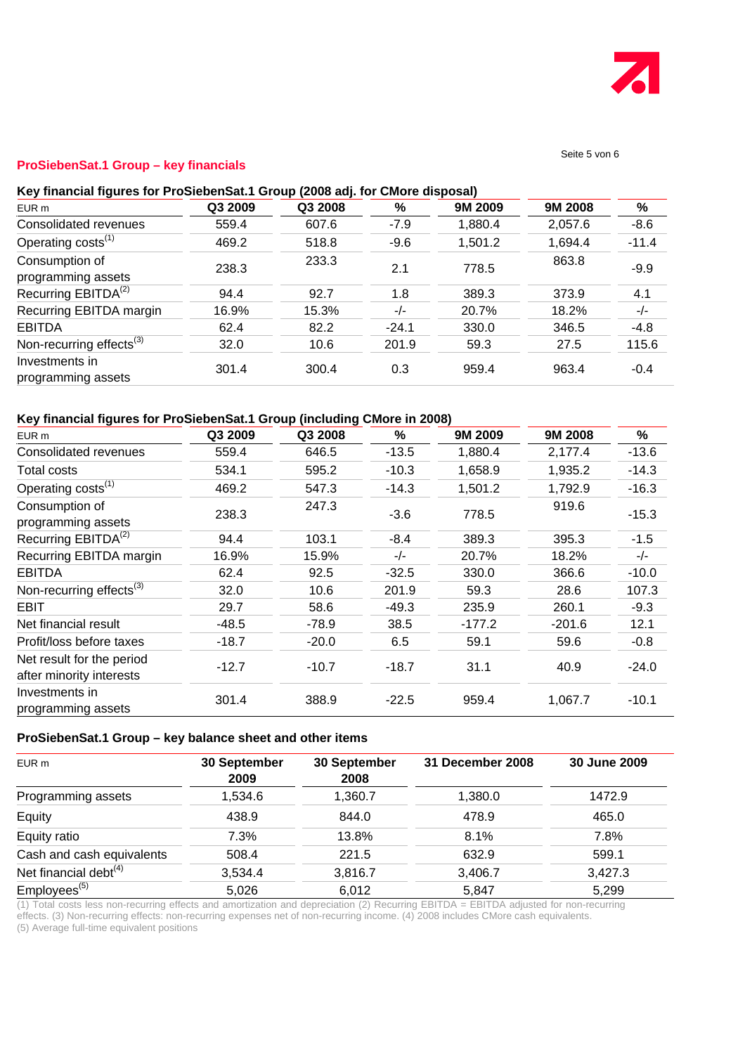## ProSiebenSat.1 Group – key financials

### Key financial figures for ProSiebenSat.1 Group (2008 adj. for CMore disposal)

| EUR m | Q3 2009 | Q3 2008 | % | 9M 2009 | 9M 2008 | % |
|---|---|---|---|---|---|---|
| Consolidated revenues | 559.4 | 607.6 | -7.9 | 1,880.4 | 2,057.6 | -8.6 |
| Operating costs[1] | 469.2 | 518.8 | -9.6 | 1,501.2 | 1,694.4 | -11.4 |
| Consumption of programming assets | 238.3 | 233.3 | 2.1 | 778.5 | 863.8 | -9.9 |
| Recurring EBITDA[2] | 94.4 | 92.7 | 1.8 | 389.3 | 373.9 | 4.1 |
| Recurring EBITDA margin | 16.9% | 15.3% | -/- | 20.7% | 18.2% | -/- |
| EBITDA | 62.4 | 82.2 | -24.1 | 330.0 | 346.5 | -4.8 |
| Non-recurring effects[3] | 32.0 | 10.6 | 201.9 | 59.3 | 27.5 | 115.6 |
| Investments in programming assets | 301.4 | 300.4 | 0.3 | 959.4 | 963.4 | -0.4 |

### Key financial figures for ProSiebenSat.1 Group (including CMore in 2008)

| EUR m | Q3 2009 | Q3 2008 | % | 9M 2009 | 9M 2008 | % |
|---|---|---|---|---|---|---|
| Consolidated revenues | 559.4 | 646.5 | -13.5 | 1,880.4 | 2,177.4 | -13.6 |
| Total costs | 534.1 | 595.2 | -10.3 | 1,658.9 | 1,935.2 | -14.3 |
| Operating costs[1] | 469.2 | 547.3 | -14.3 | 1,501.2 | 1,792.9 | -16.3 |
| Consumption of programming assets | 238.3 | 247.3 | -3.6 | 778.5 | 919.6 | -15.3 |
| Recurring EBITDA[2] | 94.4 | 103.1 | -8.4 | 389.3 | 395.3 | -1.5 |
| Recurring EBITDA margin | 16.9% | 15.9% | -/- | 20.7% | 18.2% | -/- |
| EBITDA | 62.4 | 92.5 | -32.5 | 330.0 | 366.6 | -10.0 |
| Non-recurring effects[3] | 32.0 | 10.6 | 201.9 | 59.3 | 28.6 | 107.3 |
| EBIT | 29.7 | 58.6 | -49.3 | 235.9 | 260.1 | -9.3 |
| Net financial result | -48.5 | -78.9 | 38.5 | -177.2 | -201.6 | 12.1 |
| Profit/loss before taxes | -18.7 | -20.0 | 6.5 | 59.1 | 59.6 | -0.8 |
| Net result for the period after minority interests | -12.7 | -10.7 | -18.7 | 31.1 | 40.9 | -24.0 |
| Investments in programming assets | 301.4 | 388.9 | -22.5 | 959.4 | 1,067.7 | -10.1 |

### ProSiebenSat.1 Group – key balance sheet and other items

| EUR m | 30 September 2009 | 30 September 2008 | 31 December 2008 | 30 June 2009 |
|---|---|---|---|---|
| Programming assets | 1,534.6 | 1,360.7 | 1,380.0 | 1472.9 |
| Equity | 438.9 | 844.0 | 478.9 | 465.0 |
| Equity ratio | 7.3% | 13.8% | 8.1% | 7.8% |
| Cash and cash equivalents | 508.4 | 221.5 | 632.9 | 599.1 |
| Net financial debt[4] | 3,534.4 | 3,816.7 | 3,406.7 | 3,427.3 |
| Employees[5] | 5,026 | 6,012 | 5,847 | 5,299 |

(1) Total costs less non-recurring effects and amortization and depreciation (2) Recurring EBITDA = EBITDA adjusted for non-recurring effects. (3) Non-recurring effects: non-recurring expenses net of non-recurring income. (4) 2008 includes CMore cash equivalents. (5) Average full-time equivalent positions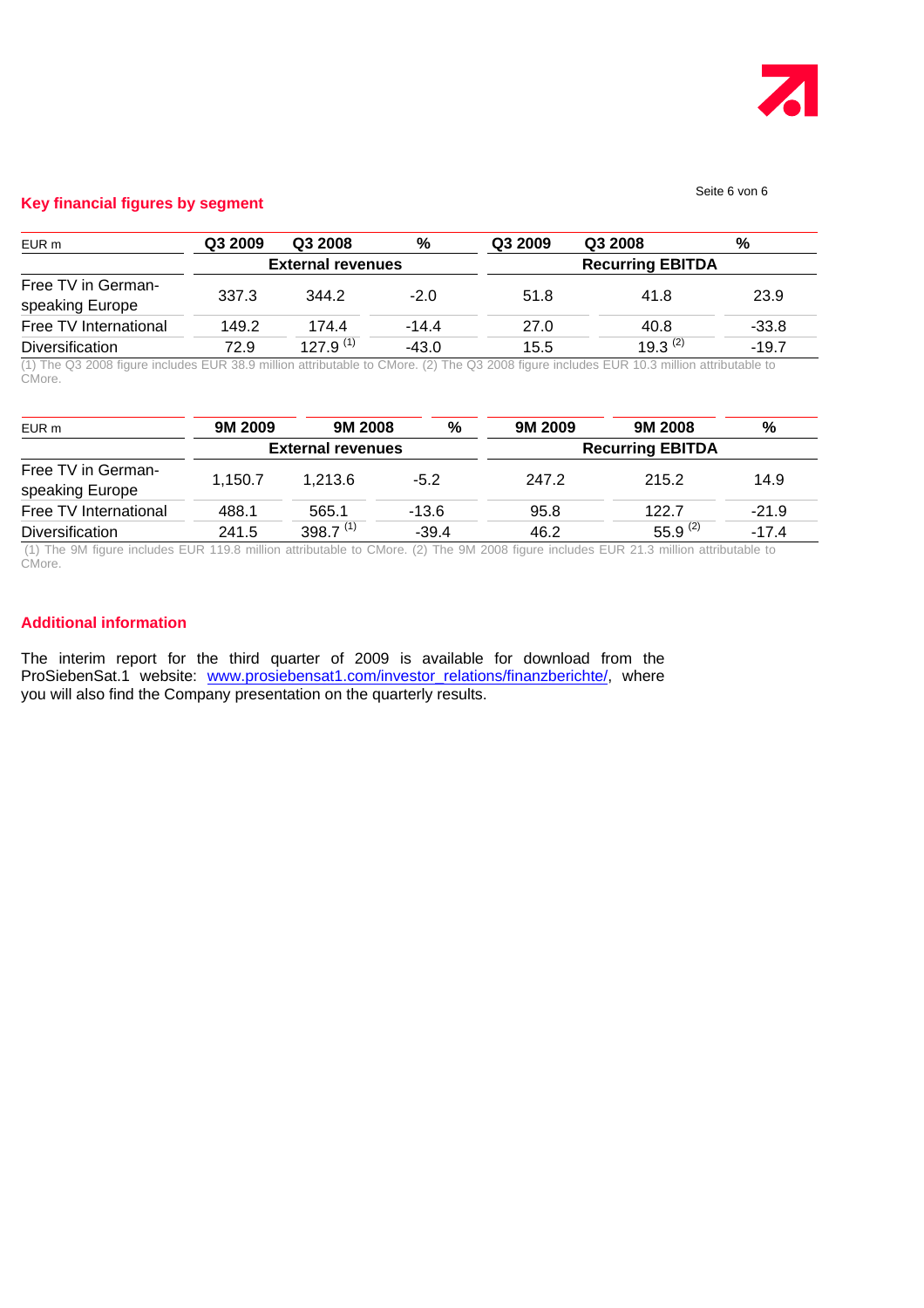## Key financial figures by segment

| EUR m | Q3 2009 | Q3 2008 | % | Q3 2009 | Q3 2008 | % |
|---|---|---|---|---|---|---|
| | External revenues | | | Recurring EBITDA | | |
| Free TV in German-speaking Europe | 337.3 | 344.2 | -2.0 | 51.8 | 41.8 | 23.9 |
| Free TV International | 149.2 | 174.4 | -14.4 | 27.0 | 40.8 | -33.8 |
| Diversification | 72.9 | 127.9 (1) | -43.0 | 15.5 | 19.3 (2) | -19.7 |

(1) The Q3 2008 figure includes EUR 38.9 million attributable to CMore. (2) The Q3 2008 figure includes EUR 10.3 million attributable to CMore.

| EUR m | 9M 2009 | 9M 2008 | % | 9M 2009 | 9M 2008 | % |
|---|---|---|---|---|---|---|
| | External revenues | | | Recurring EBITDA | | |
| Free TV in German-speaking Europe | 1,150.7 | 1,213.6 | -5.2 | 247.2 | 215.2 | 14.9 |
| Free TV International | 488.1 | 565.1 | -13.6 | 95.8 | 122.7 | -21.9 |
| Diversification | 241.5 | 398.7 (1) | -39.4 | 46.2 | 55.9 (2) | -17.4 |

(1) The 9M figure includes EUR 119.8 million attributable to CMore. (2) The 9M 2008 figure includes EUR 21.3 million attributable to CMore.

## Additional information

The interim report for the third quarter of 2009 is available for download from the ProSiebenSat.1 website: [www.prosiebensat1.com/investor_relations/finanzberichte/](http://www.prosiebensat1.com/investor_relations/finanzberichte/), where you will also find the Company presentation on the quarterly results.